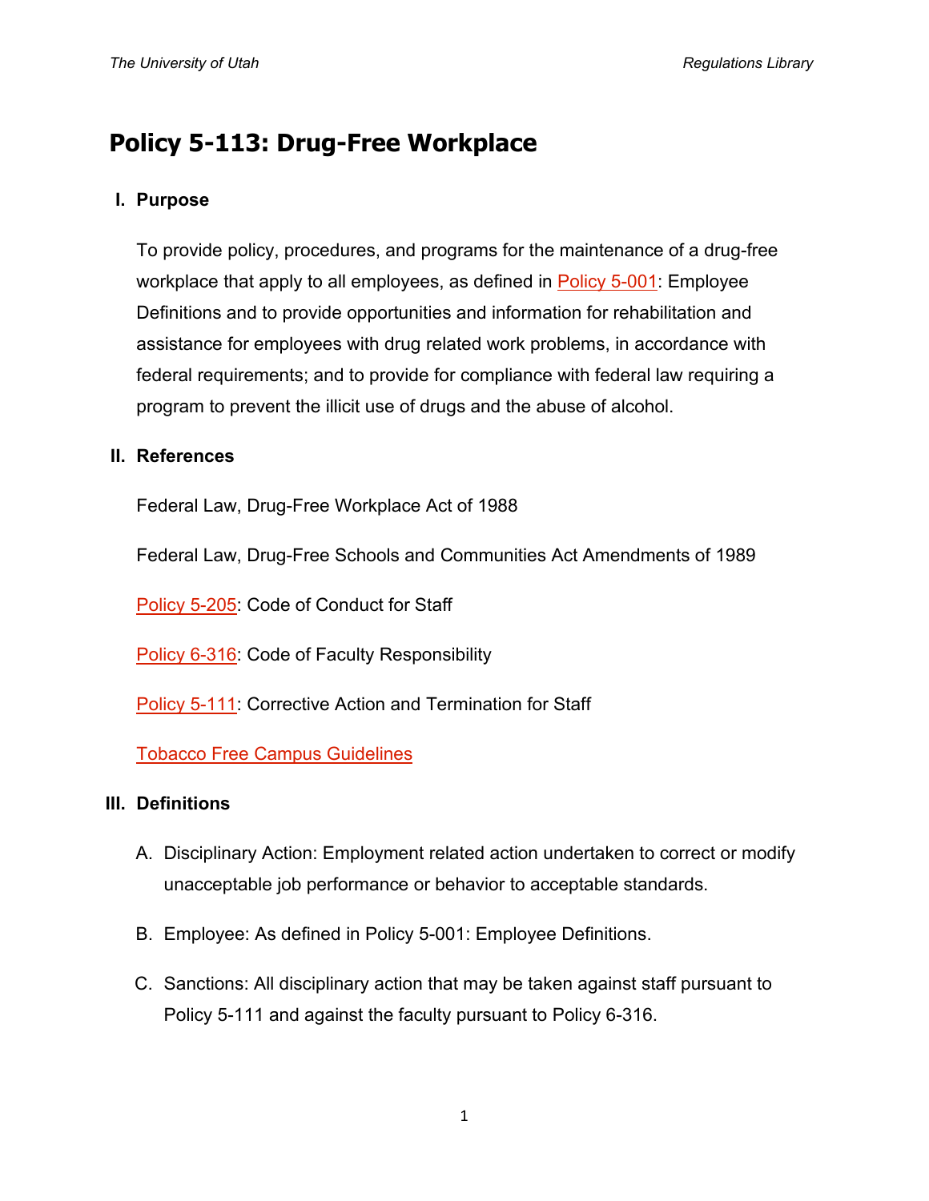# Policy 5-113: Drug-Free Workplace

## I. Purpose

To provide policy, procedures, and programs for the maintenance of a drug-free workplace that apply to all employees, as defined in Policy 5-001: Employee Definitions and to provide opportunities and information for rehabilitation and assistance for employees with drug related work problems, in accordance with federal requirements; and to provide for compliance with federal law requiring a program to prevent the illicit use of drugs and the abuse of alcohol.

## II. References

Federal Law, Drug-Free Workplace Act of 1988

Federal Law, Drug-Free Schools and Communities Act Amendments of 1989

Policy 5-205: Code of Conduct for Staff

Policy 6-316: Code of Faculty Responsibility

Policy 5-111: Corrective Action and Termination for Staff

Tobacco Free Campus Guidelines

## III. Definitions

A. Disciplinary Action: Employment related action undertaken to correct or modify unacceptable job performance or behavior to acceptable standards.

B. Employee: As defined in Policy 5-001: Employee Definitions.

C. Sanctions: All disciplinary action that may be taken against staff pursuant to Policy 5-111 and against the faculty pursuant to Policy 6-316.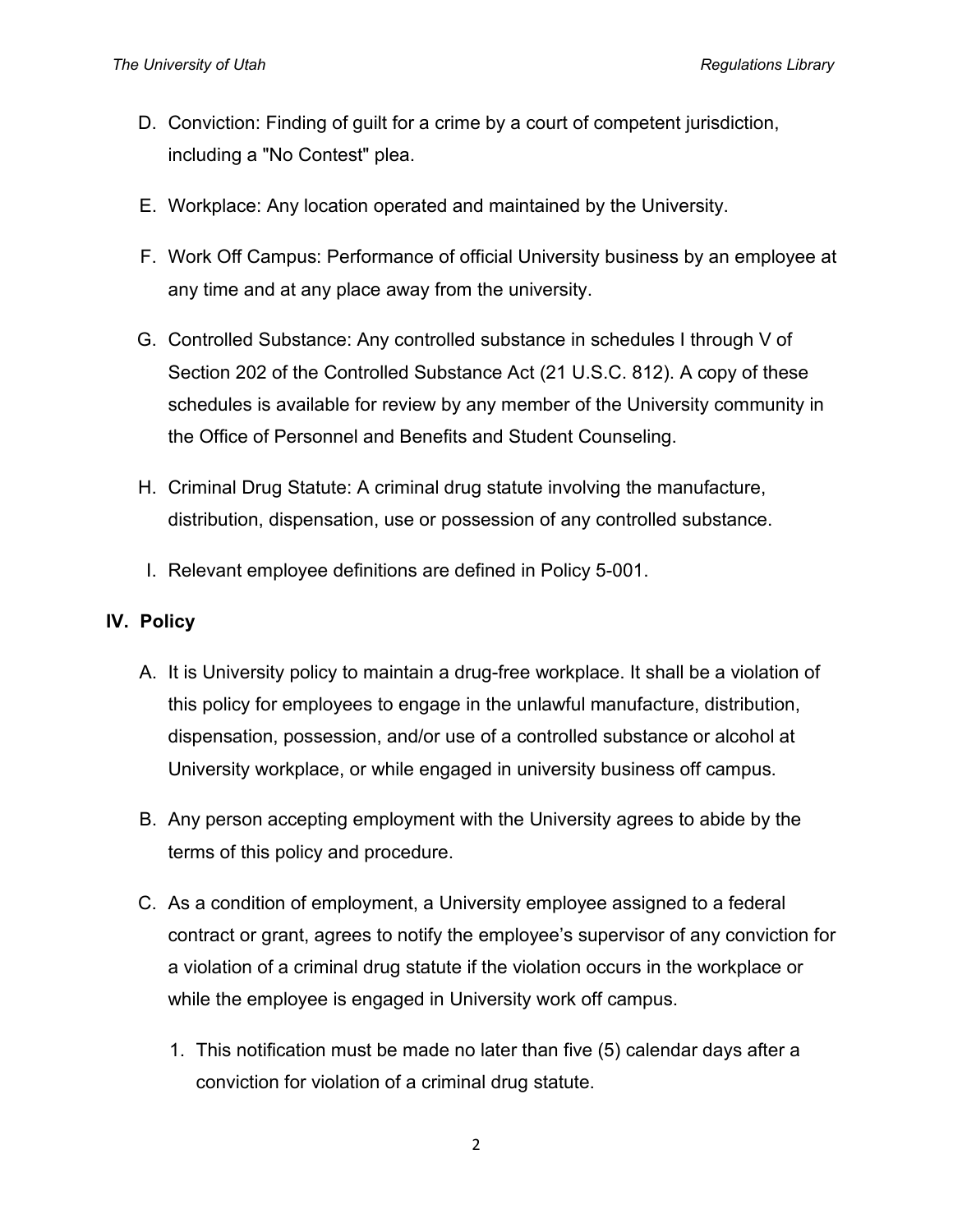D. Conviction: Finding of guilt for a crime by a court of competent jurisdiction, including a "No Contest" plea.

E. Workplace: Any location operated and maintained by the University.

F. Work Off Campus: Performance of official University business by an employee at any time and at any place away from the university.

G. Controlled Substance: Any controlled substance in schedules I through V of Section 202 of the Controlled Substance Act (21 U.S.C. 812). A copy of these schedules is available for review by any member of the University community in the Office of Personnel and Benefits and Student Counseling.

H. Criminal Drug Statute: A criminal drug statute involving the manufacture, distribution, dispensation, use or possession of any controlled substance.

I. Relevant employee definitions are defined in Policy 5-001.

## IV. Policy

A. It is University policy to maintain a drug-free workplace. It shall be a violation of this policy for employees to engage in the unlawful manufacture, distribution, dispensation, possession, and/or use of a controlled substance or alcohol at University workplace, or while engaged in university business off campus.

B. Any person accepting employment with the University agrees to abide by the terms of this policy and procedure.

C. As a condition of employment, a University employee assigned to a federal contract or grant, agrees to notify the employee's supervisor of any conviction for a violation of a criminal drug statute if the violation occurs in the workplace or while the employee is engaged in University work off campus.

   1. This notification must be made no later than five (5) calendar days after a conviction for violation of a criminal drug statute.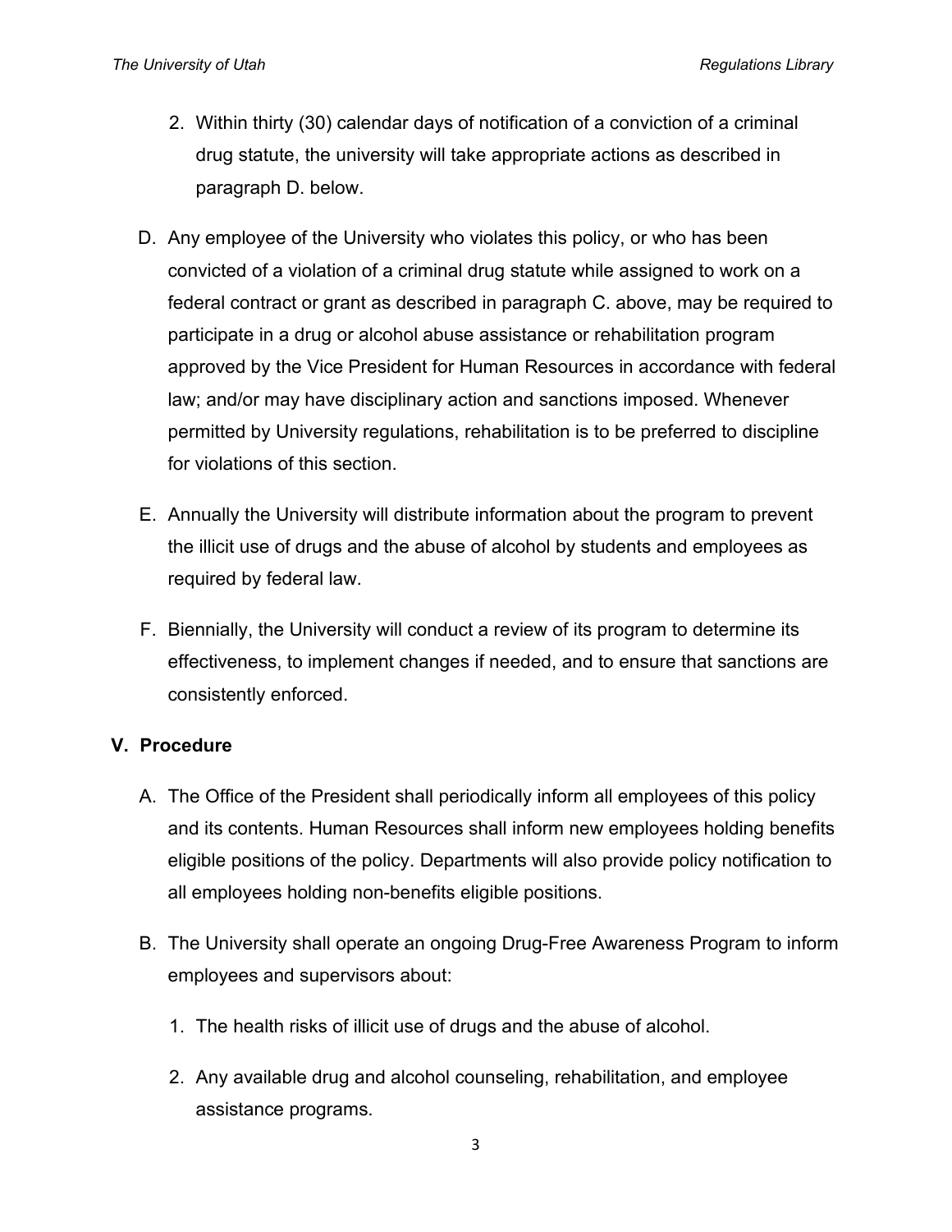2. Within thirty (30) calendar days of notification of a conviction of a criminal drug statute, the university will take appropriate actions as described in paragraph D. below.

D. Any employee of the University who violates this policy, or who has been convicted of a violation of a criminal drug statute while assigned to work on a federal contract or grant as described in paragraph C. above, may be required to participate in a drug or alcohol abuse assistance or rehabilitation program approved by the Vice President for Human Resources in accordance with federal law; and/or may have disciplinary action and sanctions imposed. Whenever permitted by University regulations, rehabilitation is to be preferred to discipline for violations of this section.

E. Annually the University will distribute information about the program to prevent the illicit use of drugs and the abuse of alcohol by students and employees as required by federal law.

F. Biennially, the University will conduct a review of its program to determine its effectiveness, to implement changes if needed, and to ensure that sanctions are consistently enforced.

## V. Procedure

A. The Office of the President shall periodically inform all employees of this policy and its contents. Human Resources shall inform new employees holding benefits eligible positions of the policy. Departments will also provide policy notification to all employees holding non-benefits eligible positions.

B. The University shall operate an ongoing Drug-Free Awareness Program to inform employees and supervisors about:

1. The health risks of illicit use of drugs and the abuse of alcohol.

2. Any available drug and alcohol counseling, rehabilitation, and employee assistance programs.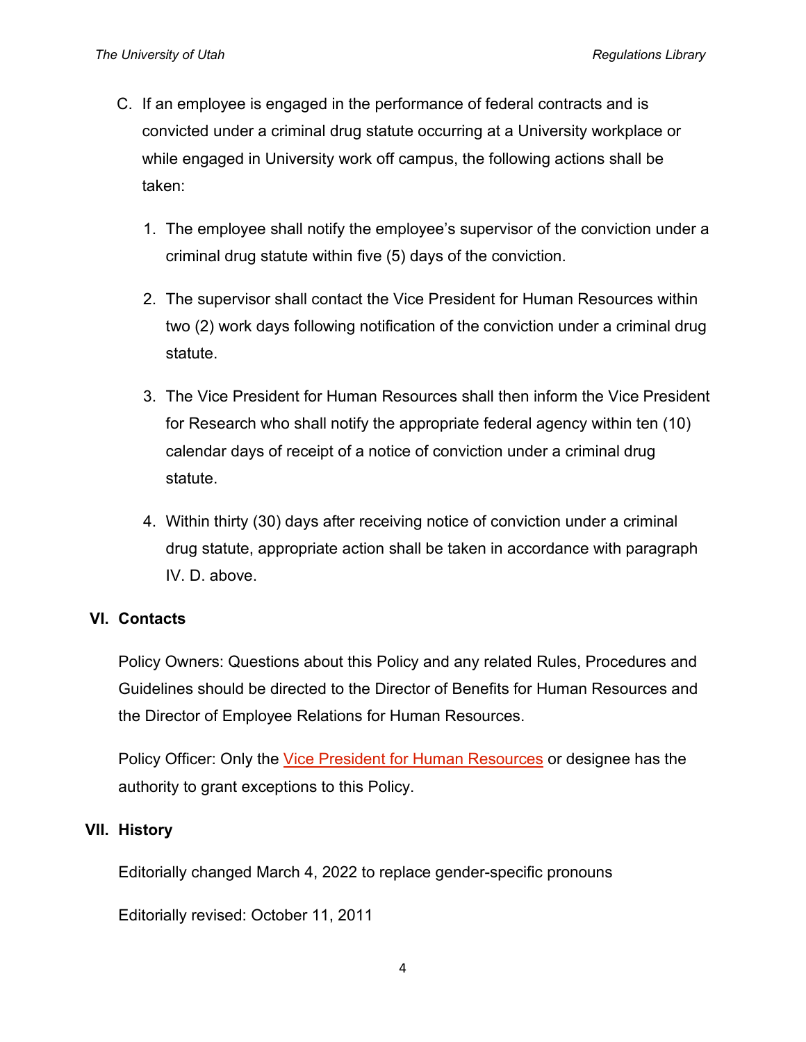C. If an employee is engaged in the performance of federal contracts and is convicted under a criminal drug statute occurring at a University workplace or while engaged in University work off campus, the following actions shall be taken:

   1. The employee shall notify the employee's supervisor of the conviction under a criminal drug statute within five (5) days of the conviction.

   2. The supervisor shall contact the Vice President for Human Resources within two (2) work days following notification of the conviction under a criminal drug statute.

   3. The Vice President for Human Resources shall then inform the Vice President for Research who shall notify the appropriate federal agency within ten (10) calendar days of receipt of a notice of conviction under a criminal drug statute.

   4. Within thirty (30) days after receiving notice of conviction under a criminal drug statute, appropriate action shall be taken in accordance with paragraph IV. D. above.

## VI. Contacts

Policy Owners: Questions about this Policy and any related Rules, Procedures and Guidelines should be directed to the Director of Benefits for Human Resources and the Director of Employee Relations for Human Resources.

Policy Officer: Only the Vice President for Human Resources or designee has the authority to grant exceptions to this Policy.

## VII. History

Editorially changed March 4, 2022 to replace gender-specific pronouns

Editorially revised: October 11, 2011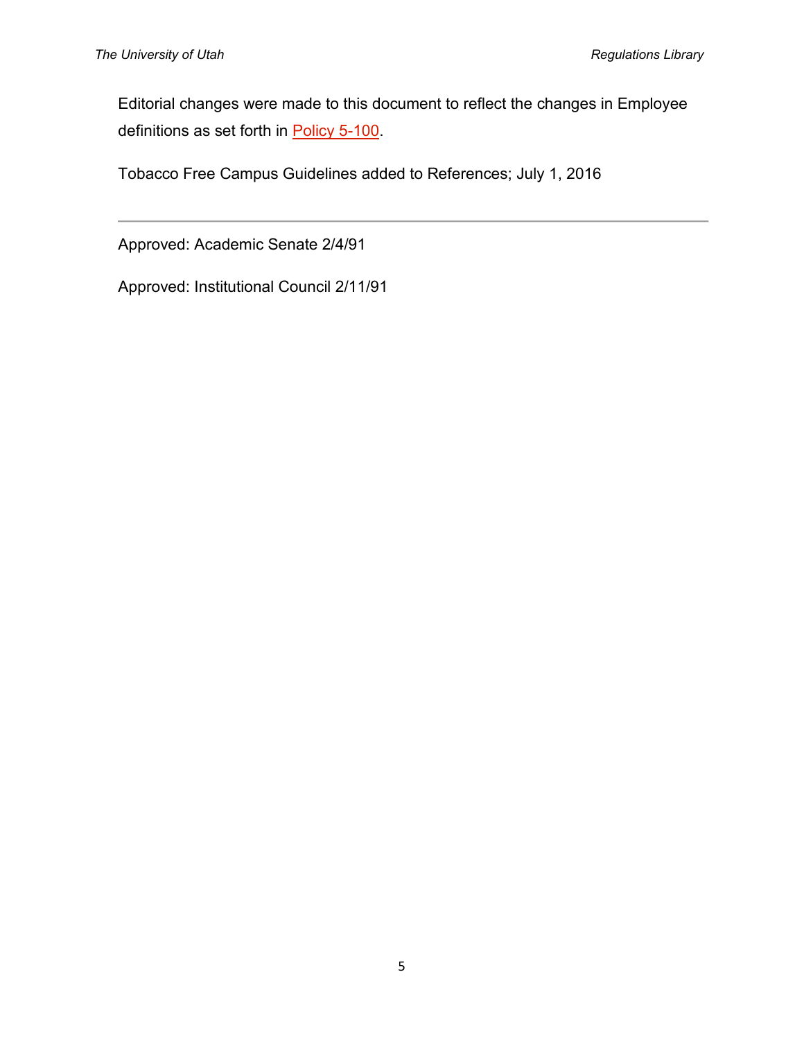Editorial changes were made to this document to reflect the changes in Employee definitions as set forth in Policy 5-100.

Tobacco Free Campus Guidelines added to References; July 1, 2016

---

Approved: Academic Senate 2/4/91

Approved: Institutional Council 2/11/91